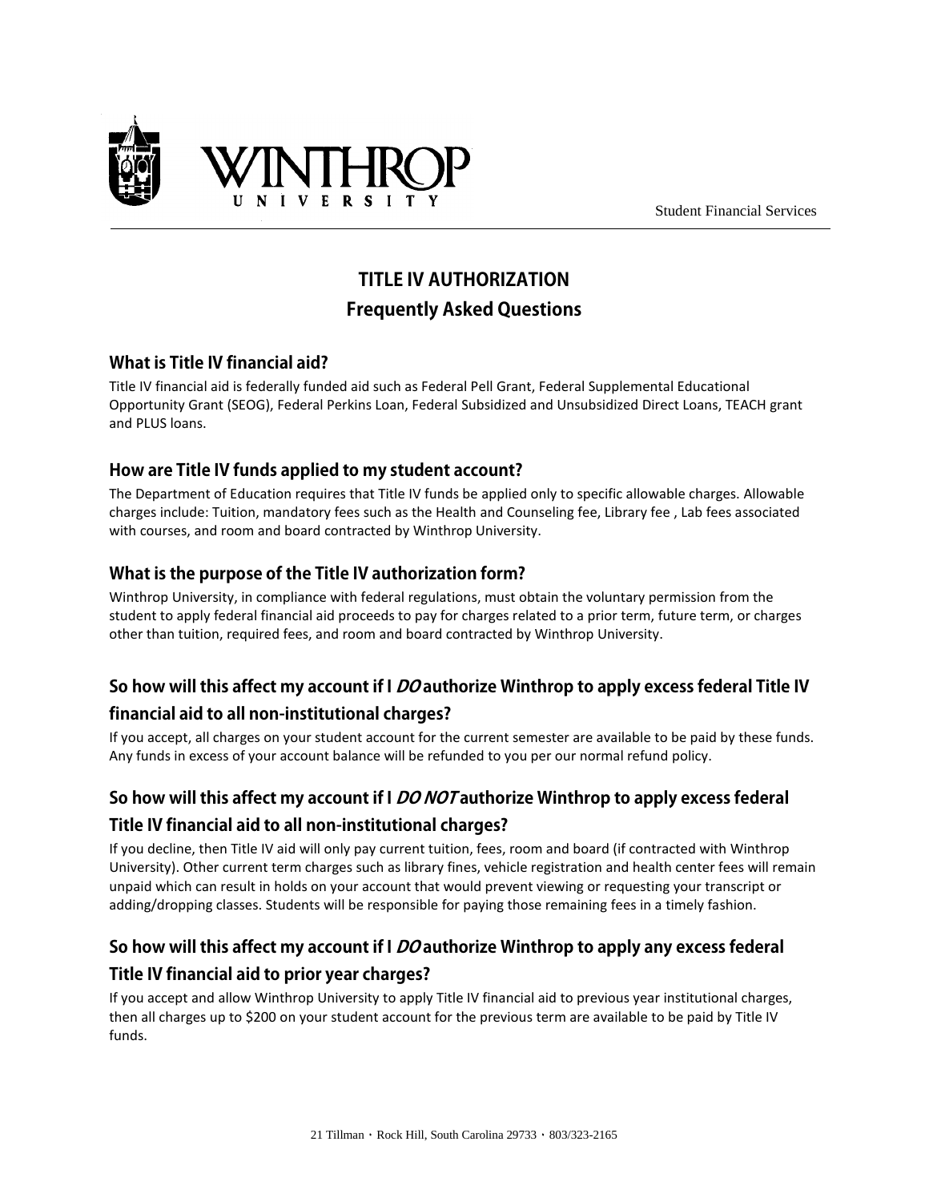WINTHROP UNIVERSITY

Student Financial Services

# TITLE IV AUTHORIZATION
## Frequently Asked Questions

### What is Title IV financial aid?

Title IV financial aid is federally funded aid such as Federal Pell Grant, Federal Supplemental Educational Opportunity Grant (SEOG), Federal Perkins Loan, Federal Subsidized and Unsubsidized Direct Loans, TEACH grant and PLUS loans.

### How are Title IV funds applied to my student account?

The Department of Education requires that Title IV funds be applied only to specific allowable charges. Allowable charges include: Tuition, mandatory fees such as the Health and Counseling fee, Library fee , Lab fees associated with courses, and room and board contracted by Winthrop University.

### What is the purpose of the Title IV authorization form?

Winthrop University, in compliance with federal regulations, must obtain the voluntary permission from the student to apply federal financial aid proceeds to pay for charges related to a prior term, future term, or charges other than tuition, required fees, and room and board contracted by Winthrop University.

### So how will this affect my account if I *DO* authorize Winthrop to apply excess federal Title IV financial aid to all non-institutional charges?

If you accept, all charges on your student account for the current semester are available to be paid by these funds. Any funds in excess of your account balance will be refunded to you per our normal refund policy.

### So how will this affect my account if I *DO NOT* authorize Winthrop to apply excess federal Title IV financial aid to all non-institutional charges?

If you decline, then Title IV aid will only pay current tuition, fees, room and board (if contracted with Winthrop University). Other current term charges such as library fines, vehicle registration and health center fees will remain unpaid which can result in holds on your account that would prevent viewing or requesting your transcript or adding/dropping classes. Students will be responsible for paying those remaining fees in a timely fashion.

### So how will this affect my account if I *DO* authorize Winthrop to apply any excess federal Title IV financial aid to prior year charges?

If you accept and allow Winthrop University to apply Title IV financial aid to previous year institutional charges, then all charges up to $200 on your student account for the previous term are available to be paid by Title IV funds.

21 Tillman • Rock Hill, South Carolina 29733 • 803/323-2165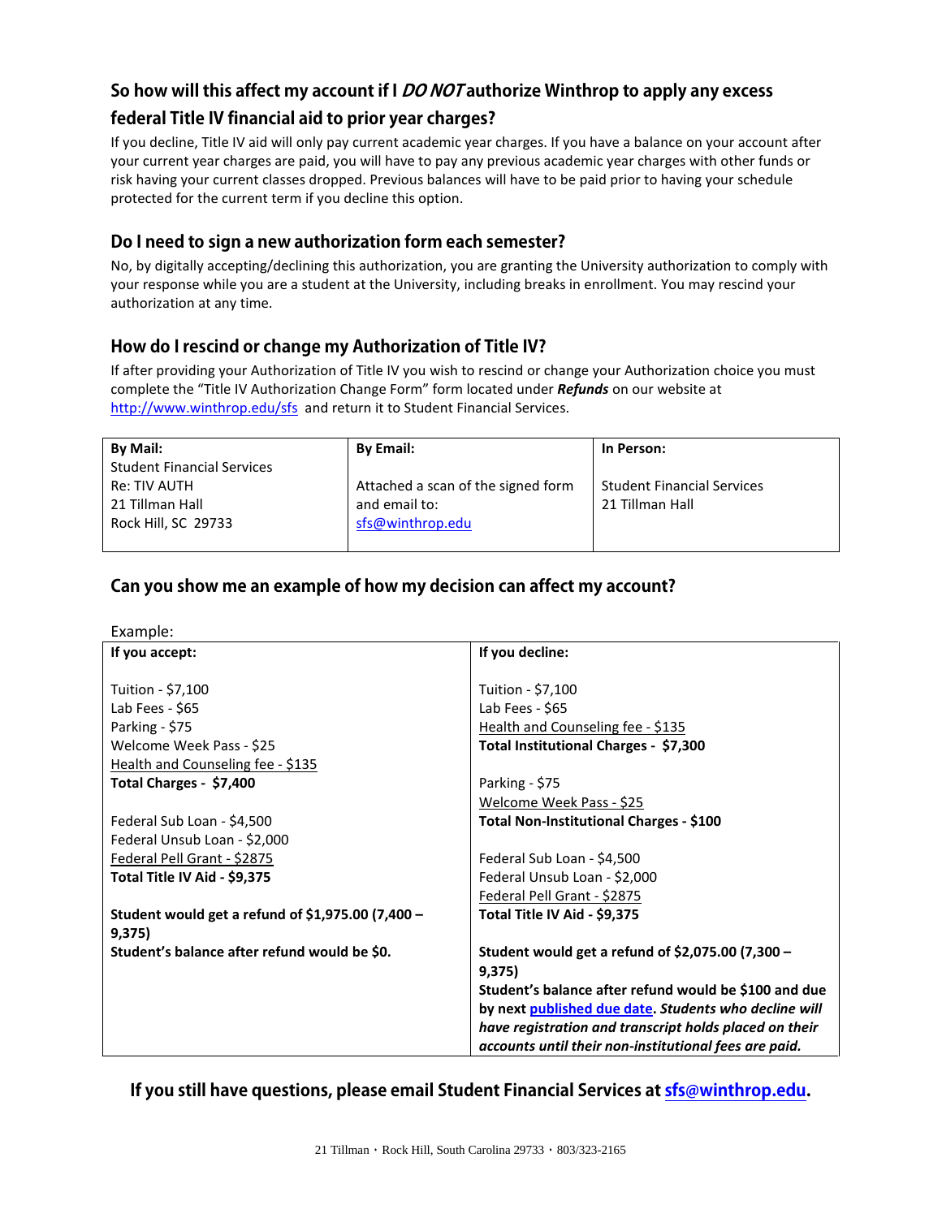## So how will this affect my account if I *DO NOT* authorize Winthrop to apply any excess federal Title IV financial aid to prior year charges?

If you decline, Title IV aid will only pay current academic year charges. If you have a balance on your account after your current year charges are paid, you will have to pay any previous academic year charges with other funds or risk having your current classes dropped. Previous balances will have to be paid prior to having your schedule protected for the current term if you decline this option.

## Do I need to sign a new authorization form each semester?

No, by digitally accepting/declining this authorization, you are granting the University authorization to comply with your response while you are a student at the University, including breaks in enrollment. You may rescind your authorization at any time.

## How do I rescind or change my Authorization of Title IV?

If after providing your Authorization of Title IV you wish to rescind or change your Authorization choice you must complete the "Title IV Authorization Change Form" form located under ***Refunds*** on our website at http://www.winthrop.edu/sfs and return it to Student Financial Services.

| **By Mail:** | **By Email:** | **In Person:** |
|---|---|---|
| Student Financial Services<br>Re: TIV AUTH<br>21 Tillman Hall<br>Rock Hill, SC 29733 | Attached a scan of the signed form and email to:<br>sfs@winthrop.edu | Student Financial Services<br>21 Tillman Hall |

## Can you show me an example of how my decision can affect my account?

Example:

| **If you accept:** | **If you decline:** |
|---|---|
| Tuition - $7,100<br>Lab Fees - $65<br>Parking - $75<br>Welcome Week Pass - $25<br>Health and Counseling fee - $135<br>**Total Charges - $7,400**<br><br>Federal Sub Loan - $4,500<br>Federal Unsub Loan - $2,000<br>Federal Pell Grant - $2875<br>**Total Title IV Aid - $9,375**<br><br>**Student would get a refund of $1,975.00 (7,400 – 9,375)**<br>**Student's balance after refund would be $0.** | Tuition - $7,100<br>Lab Fees - $65<br>Health and Counseling fee - $135<br>**Total Institutional Charges - $7,300**<br><br>Parking - $75<br>Welcome Week Pass - $25<br>**Total Non-Institutional Charges - $100**<br><br>Federal Sub Loan - $4,500<br>Federal Unsub Loan - $2,000<br>Federal Pell Grant - $2875<br>**Total Title IV Aid - $9,375**<br><br>**Student would get a refund of $2,075.00 (7,300 – 9,375)**<br>**Student's balance after refund would be $100 and due by next published due date. *Students who decline will have registration and transcript holds placed on their accounts until their non-institutional fees are paid.*** |

**If you still have questions, please email Student Financial Services at sfs@winthrop.edu.**

21 Tillman · Rock Hill, South Carolina 29733 · 803/323-2165